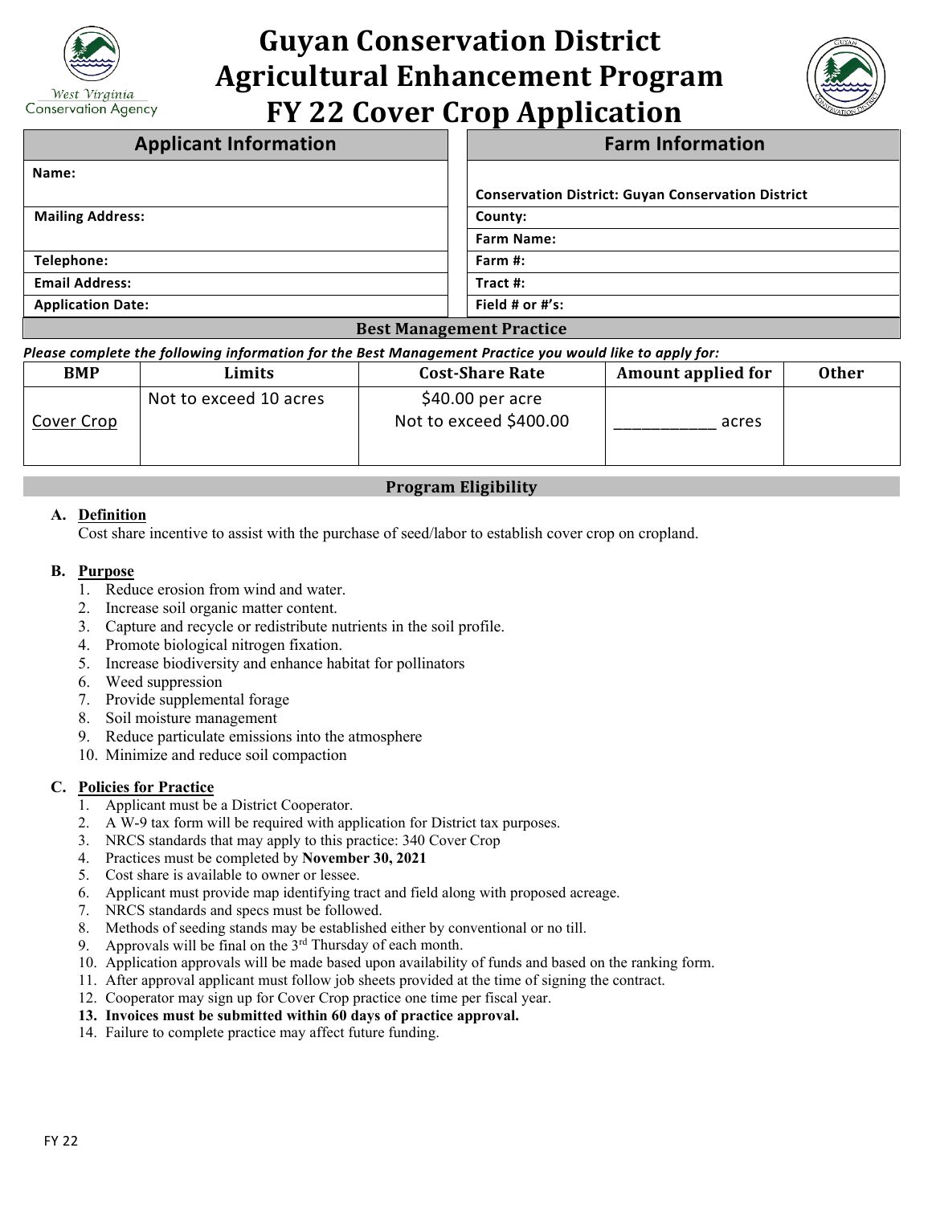# Guyan Conservation District Agricultural Enhancement Program FY 22 Cover Crop Application

| Applicant Information | Farm Information |
|---|---|
| **Name:** | **Conservation District: Guyan Conservation District** |
| **Mailing Address:** | **County:** |
| | **Farm Name:** |
| **Telephone:** | **Farm #:** |
| **Email Address:** | **Tract #:** |
| **Application Date:** | **Field # or #'s:** |

## Best Management Practice

***Please complete the following information for the Best Management Practice you would like to apply for:***

| BMP | Limits | Cost-Share Rate | Amount applied for | Other |
|---|---|---|---|---|
| Cover Crop | Not to exceed 10 acres | $40.00 per acre Not to exceed $400.00 | ___________ acres | |

## Program Eligibility

**A. Definition**

Cost share incentive to assist with the purchase of seed/labor to establish cover crop on cropland.

**B. Purpose**

1. Reduce erosion from wind and water.
2. Increase soil organic matter content.
3. Capture and recycle or redistribute nutrients in the soil profile.
4. Promote biological nitrogen fixation.
5. Increase biodiversity and enhance habitat for pollinators
6. Weed suppression
7. Provide supplemental forage
8. Soil moisture management
9. Reduce particulate emissions into the atmosphere
10. Minimize and reduce soil compaction

**C. Policies for Practice**

1. Applicant must be a District Cooperator.
2. A W-9 tax form will be required with application for District tax purposes.
3. NRCS standards that may apply to this practice: 340 Cover Crop
4. Practices must be completed by **November 30, 2021**
5. Cost share is available to owner or lessee.
6. Applicant must provide map identifying tract and field along with proposed acreage.
7. NRCS standards and specs must be followed.
8. Methods of seeding stands may be established either by conventional or no till.
9. Approvals will be final on the 3rd Thursday of each month.
10. Application approvals will be made based upon availability of funds and based on the ranking form.
11. After approval applicant must follow job sheets provided at the time of signing the contract.
12. Cooperator may sign up for Cover Crop practice one time per fiscal year.
13. **Invoices must be submitted within 60 days of practice approval.**
14. Failure to complete practice may affect future funding.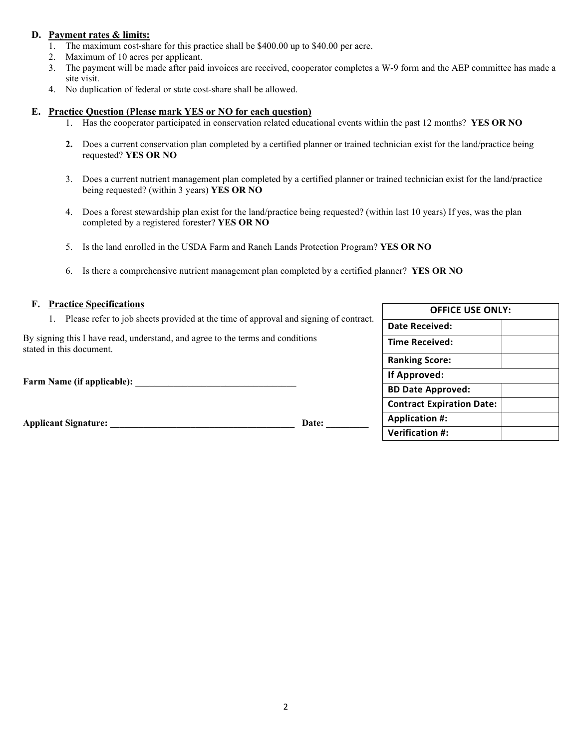## D. Payment rates & limits:

1. The maximum cost-share for this practice shall be $400.00 up to $40.00 per acre.
2. Maximum of 10 acres per applicant.
3. The payment will be made after paid invoices are received, cooperator completes a W-9 form and the AEP committee has made a site visit.
4. No duplication of federal or state cost-share shall be allowed.

## E. Practice Question (Please mark YES or NO for each question)

1. Has the cooperator participated in conservation related educational events within the past 12 months? **YES OR NO**
2. Does a current conservation plan completed by a certified planner or trained technician exist for the land/practice being requested? **YES OR NO**
3. Does a current nutrient management plan completed by a certified planner or trained technician exist for the land/practice being requested? (within 3 years) **YES OR NO**
4. Does a forest stewardship plan exist for the land/practice being requested? (within last 10 years) If yes, was the plan completed by a registered forester? **YES OR NO**
5. Is the land enrolled in the USDA Farm and Ranch Lands Protection Program? **YES OR NO**
6. Is there a comprehensive nutrient management plan completed by a certified planner? **YES OR NO**

## F. Practice Specifications

1. Please refer to job sheets provided at the time of approval and signing of contract.

By signing this I have read, understand, and agree to the terms and conditions stated in this document.

**Farm Name (if applicable): ___________________________________**

**Applicant Signature: ________________________________________ Date: _________**

| OFFICE USE ONLY: | |
|---|---|
| **Date Received:** | |
| **Time Received:** | |
| **Ranking Score:** | |
| **If Approved:** | |
| **BD Date Approved:** | |
| **Contract Expiration Date:** | |
| **Application #:** | |
| **Verification #:** | |